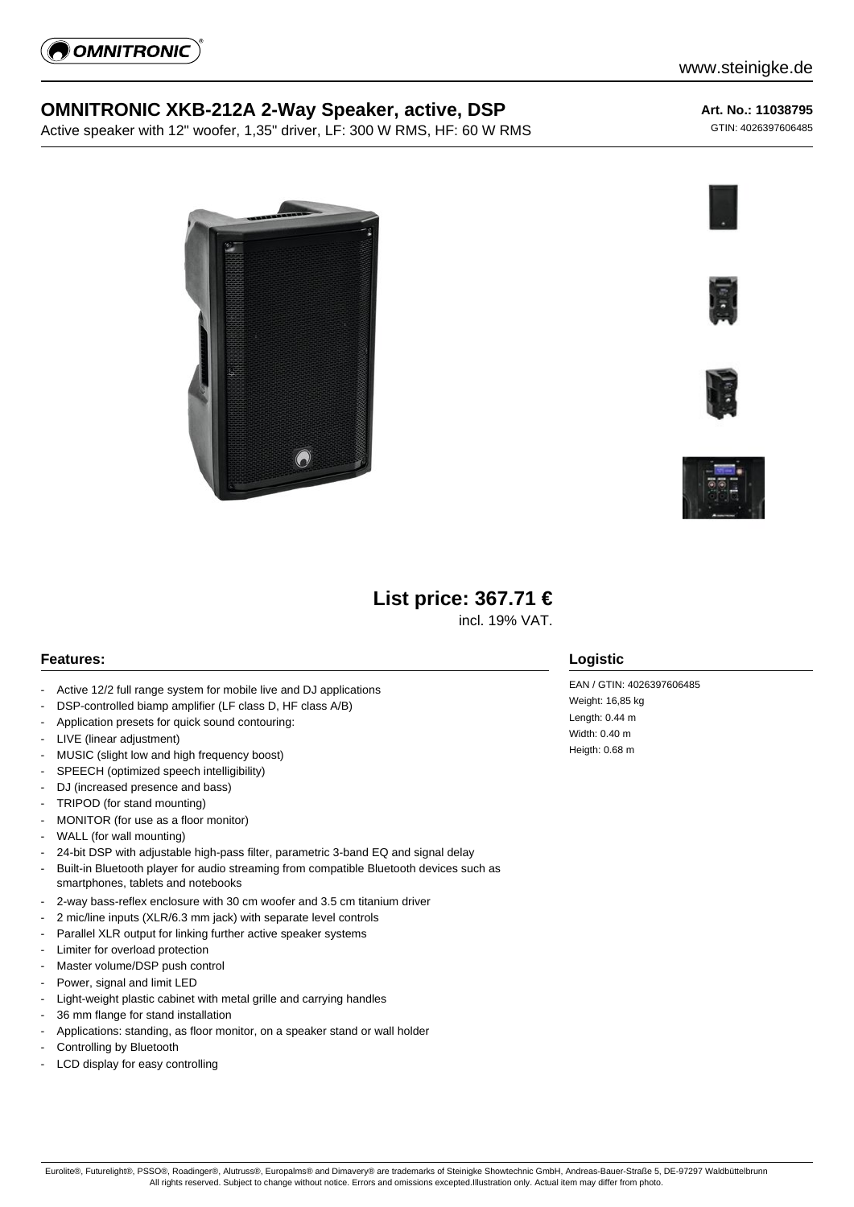www.steinigke.de

# OMNITRONIC XKB-212A 2-Way Speaker, active, DSP

Active speaker with 12" woofer, 1,35" driver, LF: 300 W RMS, HF: 60 W RMS

**Art. No.: 11038795**

GTIN: 4026397606485

## List price: 367.71 €

incl. 19% VAT.

### Features:

- Active 12/2 full range system for mobile live and DJ applications
- DSP-controlled biamp amplifier (LF class D, HF class A/B)
- Application presets for quick sound contouring:
- LIVE (linear adjustment)
- MUSIC (slight low and high frequency boost)
- SPEECH (optimized speech intelligibility)
- DJ (increased presence and bass)
- TRIPOD (for stand mounting)
- MONITOR (for use as a floor monitor)
- WALL (for wall mounting)
- 24-bit DSP with adjustable high-pass filter, parametric 3-band EQ and signal delay
- Built-in Bluetooth player for audio streaming from compatible Bluetooth devices such as smartphones, tablets and notebooks
- 2-way bass-reflex enclosure with 30 cm woofer and 3.5 cm titanium driver
- 2 mic/line inputs (XLR/6.3 mm jack) with separate level controls
- Parallel XLR output for linking further active speaker systems
- Limiter for overload protection
- Master volume/DSP push control
- Power, signal and limit LED
- Light-weight plastic cabinet with metal grille and carrying handles
- 36 mm flange for stand installation
- Applications: standing, as floor monitor, on a speaker stand or wall holder
- Controlling by Bluetooth
- LCD display for easy controlling

### Logistic

EAN / GTIN: 4026397606485
Weight: 16,85 kg
Length: 0.44 m
Width: 0.40 m
Heigth: 0.68 m

Eurolite®, Futurelight®, PSSO®, Roadinger®, Alutruss®, Europalms® and Dimavery® are trademarks of Steinigke Showtechnic GmbH, Andreas-Bauer-Straße 5, DE-97297 Waldbüttelbrunn
All rights reserved. Subject to change without notice. Errors and omissions excepted.Illustration only. Actual item may differ from photo.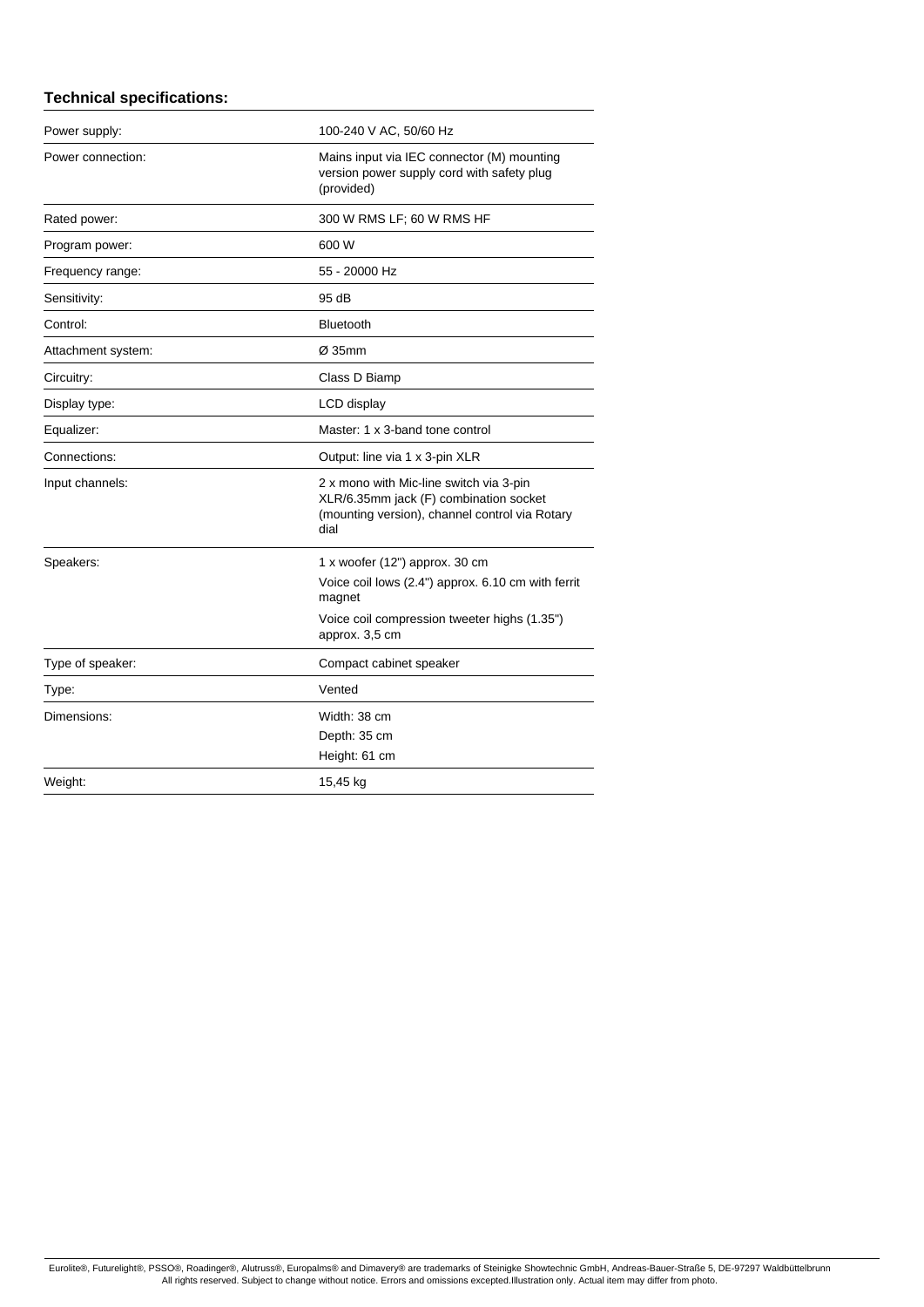### Technical specifications:

| | |
|---|---|
| Power supply: | 100-240 V AC, 50/60 Hz |
| Power connection: | Mains input via IEC connector (M) mounting version power supply cord with safety plug (provided) |
| Rated power: | 300 W RMS LF; 60 W RMS HF |
| Program power: | 600 W |
| Frequency range: | 55 - 20000 Hz |
| Sensitivity: | 95 dB |
| Control: | Bluetooth |
| Attachment system: | Ø 35mm |
| Circuitry: | Class D Biamp |
| Display type: | LCD display |
| Equalizer: | Master: 1 x 3-band tone control |
| Connections: | Output: line via 1 x 3-pin XLR |
| Input channels: | 2 x mono with Mic-line switch via 3-pin XLR/6.35mm jack (F) combination socket (mounting version), channel control via Rotary dial |
| Speakers: | 1 x woofer (12") approx. 30 cm<br>Voice coil lows (2.4") approx. 6.10 cm with ferrit magnet<br>Voice coil compression tweeter highs (1.35") approx. 3,5 cm |
| Type of speaker: | Compact cabinet speaker |
| Type: | Vented |
| Dimensions: | Width: 38 cm<br>Depth: 35 cm<br>Height: 61 cm |
| Weight: | 15,45 kg |

Eurolite®, Futurelight®, PSSO®, Roadinger®, Alutruss®, Europalms® and Dimavery® are trademarks of Steinigke Showtechnic GmbH, Andreas-Bauer-Straße 5, DE-97297 Waldbüttelbrunn
All rights reserved. Subject to change without notice. Errors and omissions excepted.Illustration only. Actual item may differ from photo.